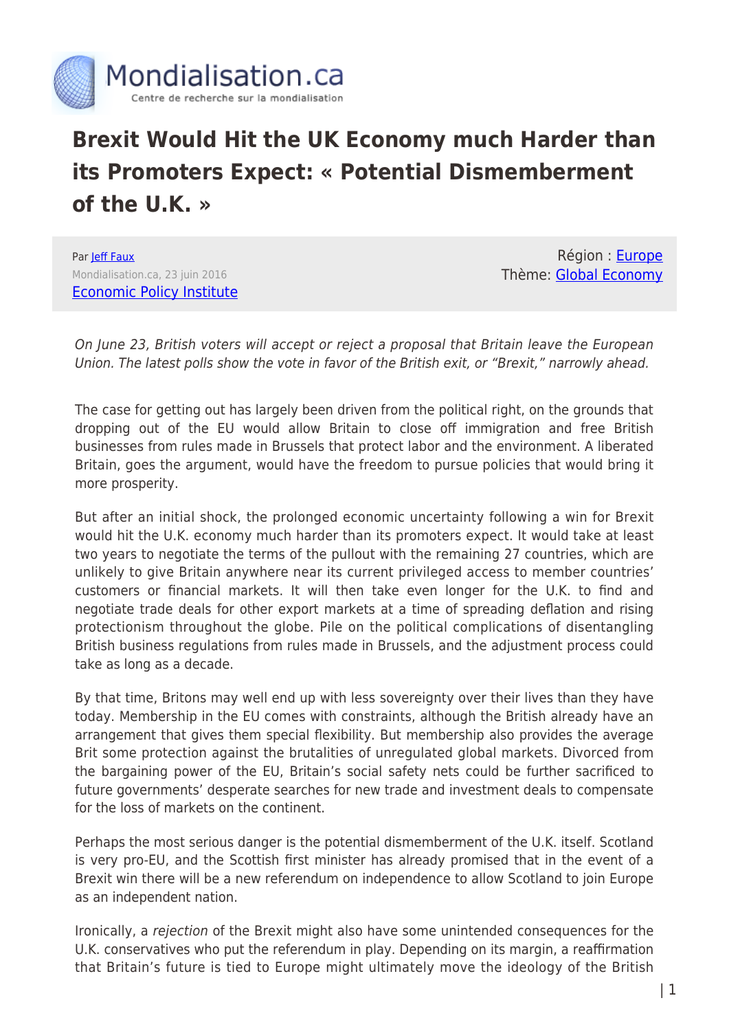# Brexit Would Hit the UK Economy much Harder than its Promoters Expect: « Potential Dismemberment of the U.K. »

Par Jeff Faux
Mondialisation.ca, 23 juin 2016
Economic Policy Institute

Région : Europe
Thème: Global Economy

*On June 23, British voters will accept or reject a proposal that Britain leave the European Union. The latest polls show the vote in favor of the British exit, or "Brexit," narrowly ahead.*

The case for getting out has largely been driven from the political right, on the grounds that dropping out of the EU would allow Britain to close off immigration and free British businesses from rules made in Brussels that protect labor and the environment. A liberated Britain, goes the argument, would have the freedom to pursue policies that would bring it more prosperity.

But after an initial shock, the prolonged economic uncertainty following a win for Brexit would hit the U.K. economy much harder than its promoters expect. It would take at least two years to negotiate the terms of the pullout with the remaining 27 countries, which are unlikely to give Britain anywhere near its current privileged access to member countries' customers or financial markets. It will then take even longer for the U.K. to find and negotiate trade deals for other export markets at a time of spreading deflation and rising protectionism throughout the globe. Pile on the political complications of disentangling British business regulations from rules made in Brussels, and the adjustment process could take as long as a decade.

By that time, Britons may well end up with less sovereignty over their lives than they have today. Membership in the EU comes with constraints, although the British already have an arrangement that gives them special flexibility. But membership also provides the average Brit some protection against the brutalities of unregulated global markets. Divorced from the bargaining power of the EU, Britain's social safety nets could be further sacrificed to future governments' desperate searches for new trade and investment deals to compensate for the loss of markets on the continent.

Perhaps the most serious danger is the potential dismemberment of the U.K. itself. Scotland is very pro-EU, and the Scottish first minister has already promised that in the event of a Brexit win there will be a new referendum on independence to allow Scotland to join Europe as an independent nation.

Ironically, a *rejection* of the Brexit might also have some unintended consequences for the U.K. conservatives who put the referendum in play. Depending on its margin, a reaffirmation that Britain's future is tied to Europe might ultimately move the ideology of the British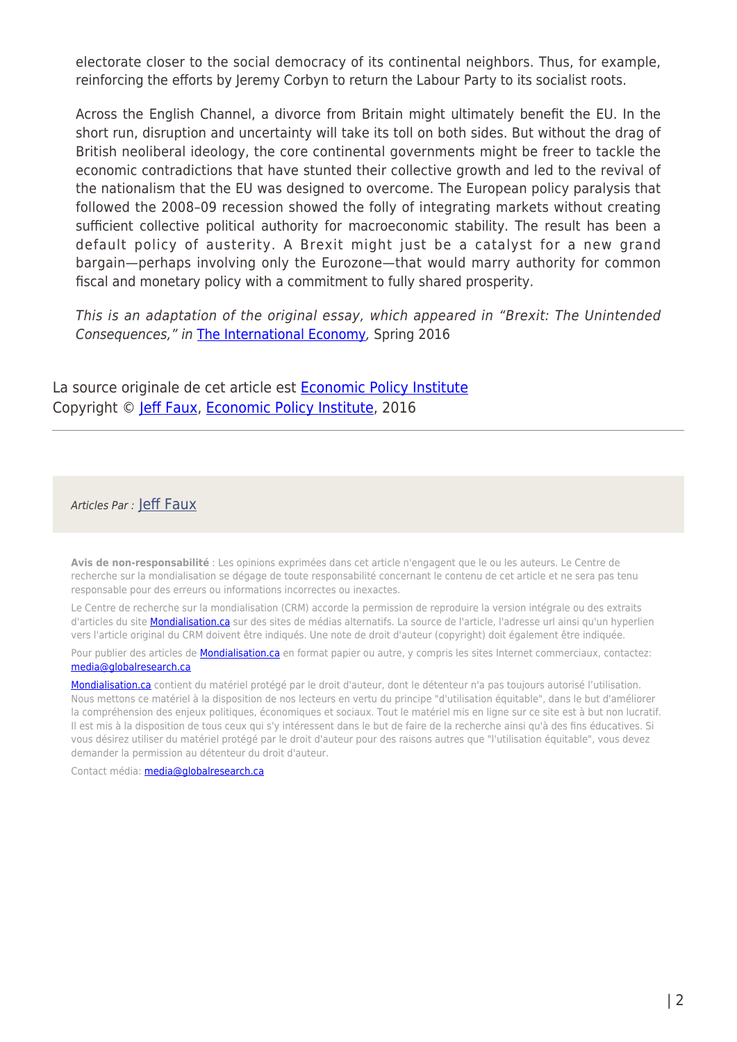electorate closer to the social democracy of its continental neighbors. Thus, for example, reinforcing the efforts by Jeremy Corbyn to return the Labour Party to its socialist roots.

Across the English Channel, a divorce from Britain might ultimately benefit the EU. In the short run, disruption and uncertainty will take its toll on both sides. But without the drag of British neoliberal ideology, the core continental governments might be freer to tackle the economic contradictions that have stunted their collective growth and led to the revival of the nationalism that the EU was designed to overcome. The European policy paralysis that followed the 2008–09 recession showed the folly of integrating markets without creating sufficient collective political authority for macroeconomic stability. The result has been a default policy of austerity. A Brexit might just be a catalyst for a new grand bargain—perhaps involving only the Eurozone—that would marry authority for common fiscal and monetary policy with a commitment to fully shared prosperity.

*This is an adaptation of the original essay, which appeared in "Brexit: The Unintended Consequences," in* The International Economy, Spring 2016

La source originale de cet article est Economic Policy Institute
Copyright © Jeff Faux, Economic Policy Institute, 2016

---

*Articles Par :* Jeff Faux

**Avis de non-responsabilité** : Les opinions exprimées dans cet article n'engagent que le ou les auteurs. Le Centre de recherche sur la mondialisation se dégage de toute responsabilité concernant le contenu de cet article et ne sera pas tenu responsable pour des erreurs ou informations incorrectes ou inexactes.

Le Centre de recherche sur la mondialisation (CRM) accorde la permission de reproduire la version intégrale ou des extraits d'articles du site Mondialisation.ca sur des sites de médias alternatifs. La source de l'article, l'adresse url ainsi qu'un hyperlien vers l'article original du CRM doivent être indiqués. Une note de droit d'auteur (copyright) doit également être indiquée.

Pour publier des articles de Mondialisation.ca en format papier ou autre, y compris les sites Internet commerciaux, contactez: media@globalresearch.ca

Mondialisation.ca contient du matériel protégé par le droit d'auteur, dont le détenteur n'a pas toujours autorisé l'utilisation. Nous mettons ce matériel à la disposition de nos lecteurs en vertu du principe "d'utilisation équitable", dans le but d'améliorer la compréhension des enjeux politiques, économiques et sociaux. Tout le matériel mis en ligne sur ce site est à but non lucratif. Il est mis à la disposition de tous ceux qui s'y intéressent dans le but de faire de la recherche ainsi qu'à des fins éducatives. Si vous désirez utiliser du matériel protégé par le droit d'auteur pour des raisons autres que "l'utilisation équitable", vous devez demander la permission au détenteur du droit d'auteur.

Contact média: media@globalresearch.ca